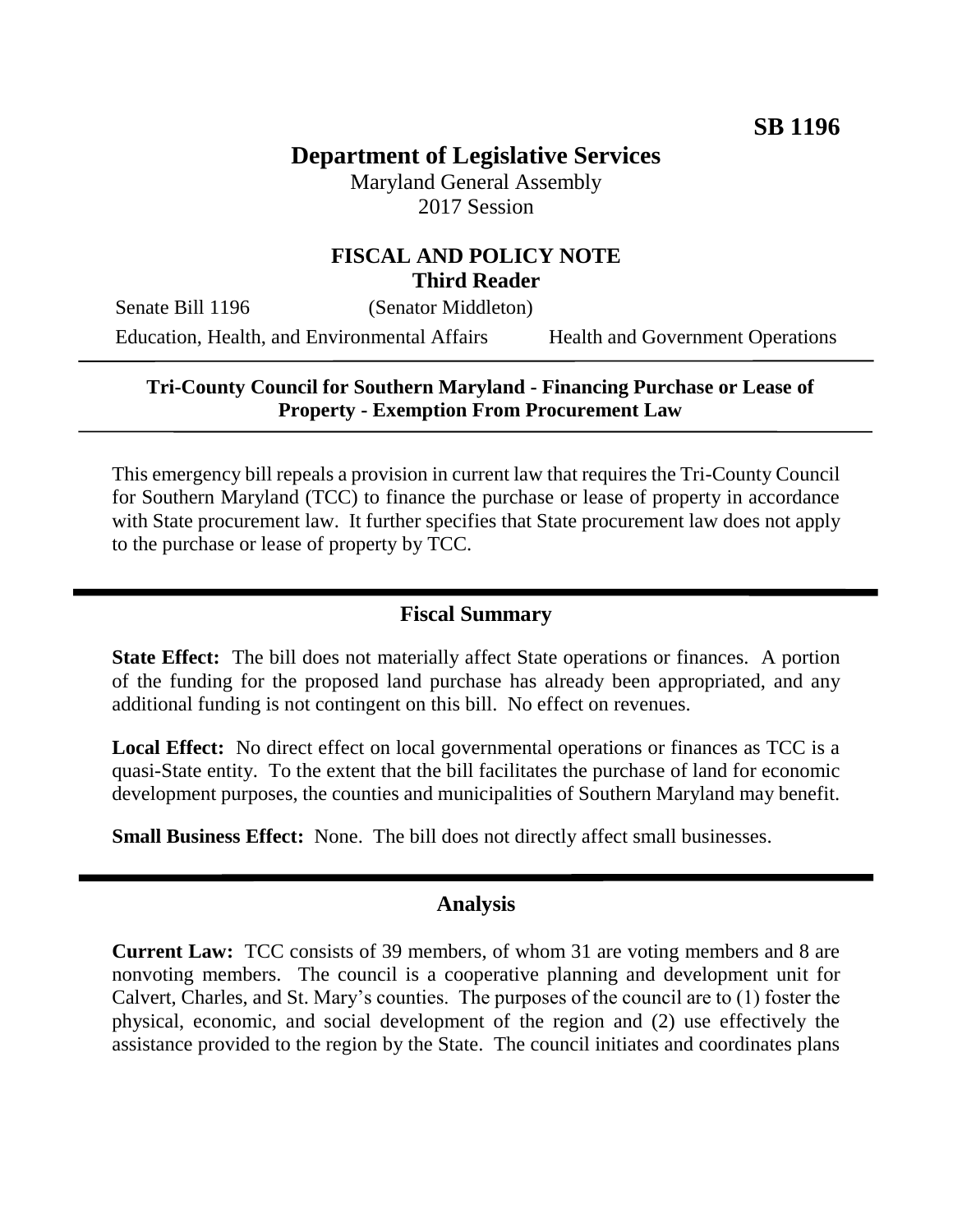**SB 1196**

# Department of Legislative Services

Maryland General Assembly
2017 Session

## FISCAL AND POLICY NOTE
**Third Reader**

Senate Bill 1196 (Senator Middleton)

Education, Health, and Environmental Affairs Health and Government Operations

---

**Tri-County Council for Southern Maryland - Financing Purchase or Lease of Property - Exemption From Procurement Law**

---

This emergency bill repeals a provision in current law that requires the Tri-County Council for Southern Maryland (TCC) to finance the purchase or lease of property in accordance with State procurement law. It further specifies that State procurement law does not apply to the purchase or lease of property by TCC.

## Fiscal Summary

**State Effect:** The bill does not materially affect State operations or finances. A portion of the funding for the proposed land purchase has already been appropriated, and any additional funding is not contingent on this bill. No effect on revenues.

**Local Effect:** No direct effect on local governmental operations or finances as TCC is a quasi-State entity. To the extent that the bill facilitates the purchase of land for economic development purposes, the counties and municipalities of Southern Maryland may benefit.

**Small Business Effect:** None. The bill does not directly affect small businesses.

## Analysis

**Current Law:** TCC consists of 39 members, of whom 31 are voting members and 8 are nonvoting members. The council is a cooperative planning and development unit for Calvert, Charles, and St. Mary's counties. The purposes of the council are to (1) foster the physical, economic, and social development of the region and (2) use effectively the assistance provided to the region by the State. The council initiates and coordinates plans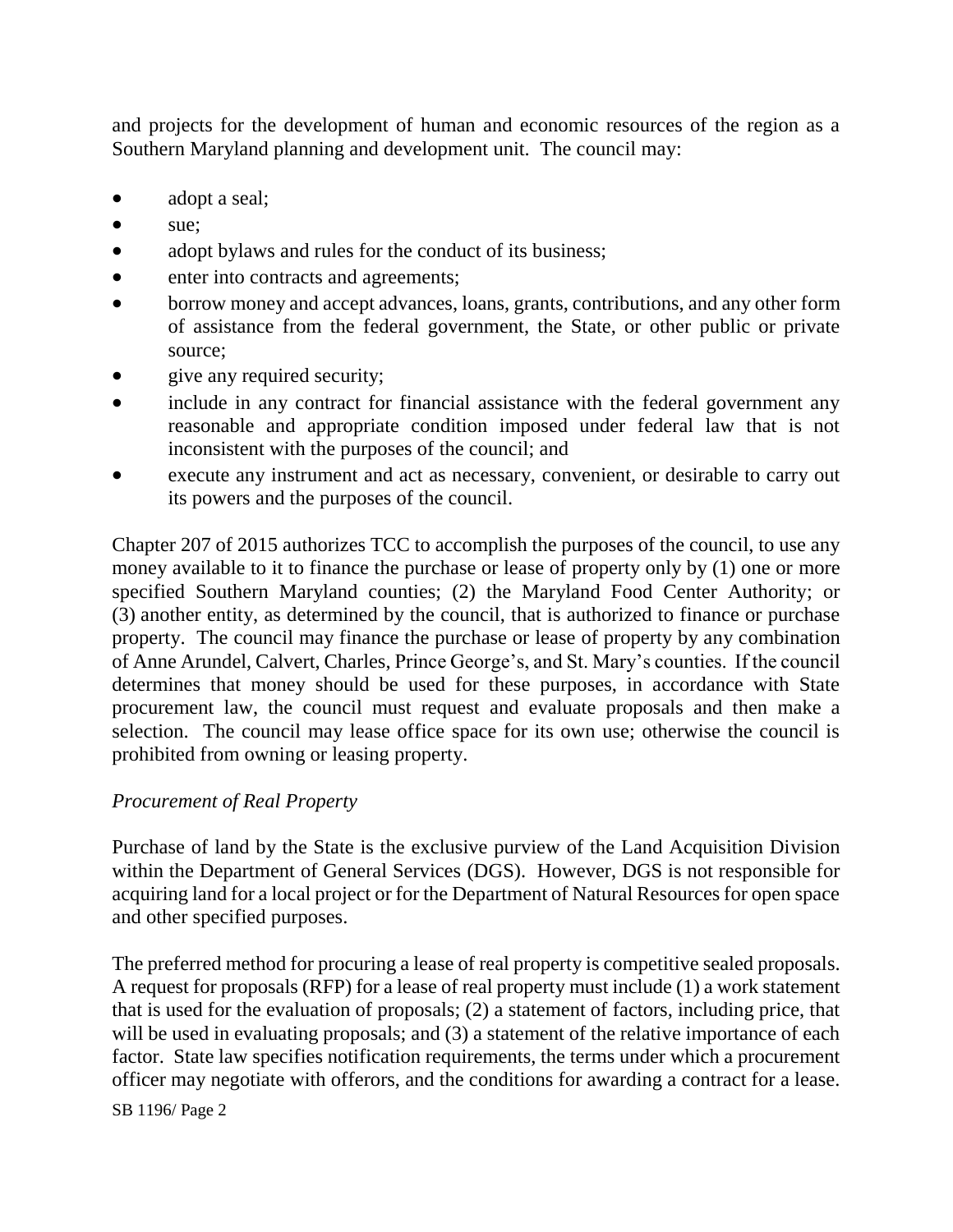and projects for the development of human and economic resources of the region as a Southern Maryland planning and development unit. The council may:

- adopt a seal;
- sue;
- adopt bylaws and rules for the conduct of its business;
- enter into contracts and agreements;
- borrow money and accept advances, loans, grants, contributions, and any other form of assistance from the federal government, the State, or other public or private source;
- give any required security;
- include in any contract for financial assistance with the federal government any reasonable and appropriate condition imposed under federal law that is not inconsistent with the purposes of the council; and
- execute any instrument and act as necessary, convenient, or desirable to carry out its powers and the purposes of the council.

Chapter 207 of 2015 authorizes TCC to accomplish the purposes of the council, to use any money available to it to finance the purchase or lease of property only by (1) one or more specified Southern Maryland counties; (2) the Maryland Food Center Authority; or (3) another entity, as determined by the council, that is authorized to finance or purchase property. The council may finance the purchase or lease of property by any combination of Anne Arundel, Calvert, Charles, Prince George's, and St. Mary's counties. If the council determines that money should be used for these purposes, in accordance with State procurement law, the council must request and evaluate proposals and then make a selection. The council may lease office space for its own use; otherwise the council is prohibited from owning or leasing property.

*Procurement of Real Property*

Purchase of land by the State is the exclusive purview of the Land Acquisition Division within the Department of General Services (DGS). However, DGS is not responsible for acquiring land for a local project or for the Department of Natural Resources for open space and other specified purposes.

The preferred method for procuring a lease of real property is competitive sealed proposals. A request for proposals (RFP) for a lease of real property must include (1) a work statement that is used for the evaluation of proposals; (2) a statement of factors, including price, that will be used in evaluating proposals; and (3) a statement of the relative importance of each factor. State law specifies notification requirements, the terms under which a procurement officer may negotiate with offerors, and the conditions for awarding a contract for a lease.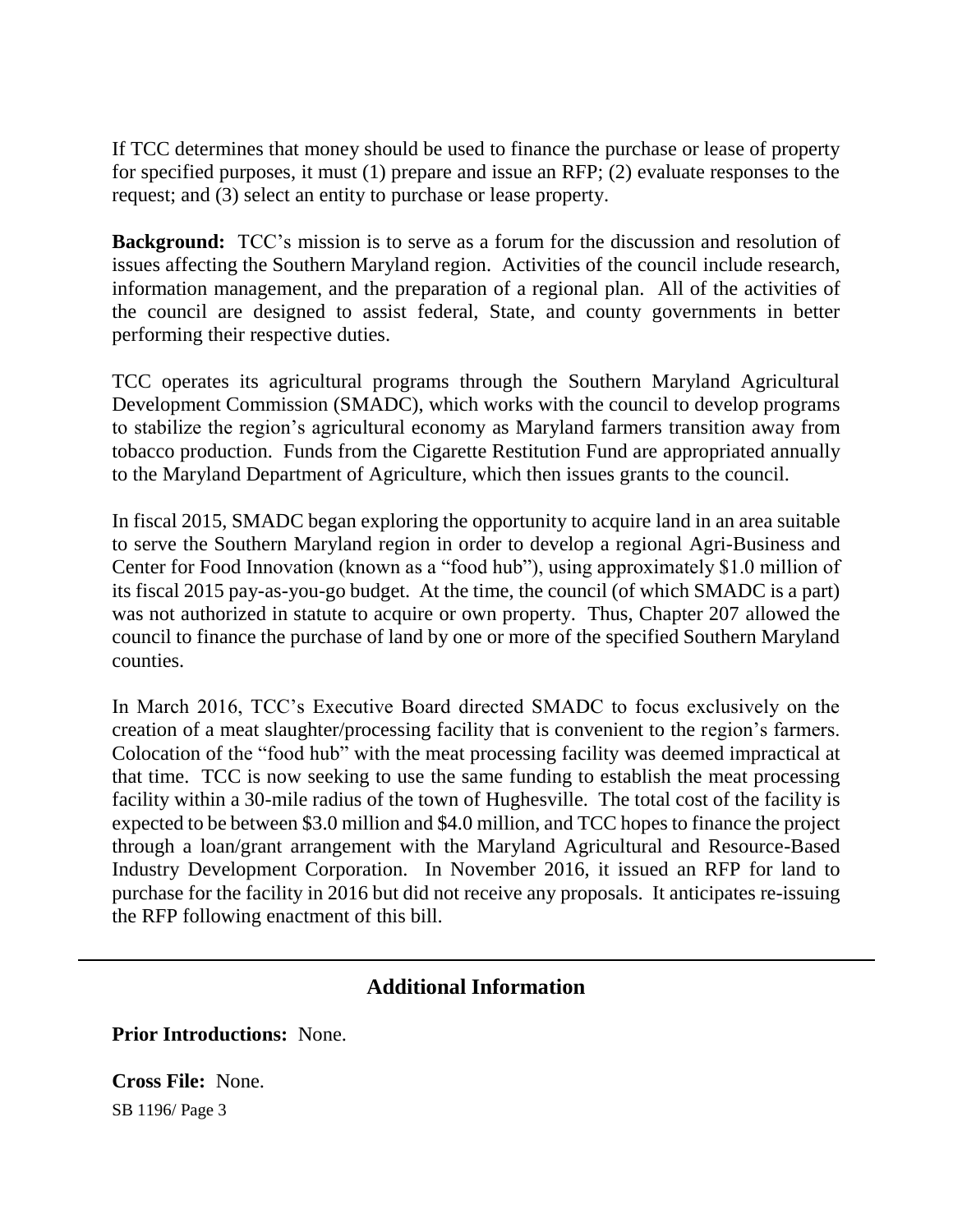If TCC determines that money should be used to finance the purchase or lease of property for specified purposes, it must (1) prepare and issue an RFP; (2) evaluate responses to the request; and (3) select an entity to purchase or lease property.

**Background:** TCC's mission is to serve as a forum for the discussion and resolution of issues affecting the Southern Maryland region. Activities of the council include research, information management, and the preparation of a regional plan. All of the activities of the council are designed to assist federal, State, and county governments in better performing their respective duties.

TCC operates its agricultural programs through the Southern Maryland Agricultural Development Commission (SMADC), which works with the council to develop programs to stabilize the region's agricultural economy as Maryland farmers transition away from tobacco production. Funds from the Cigarette Restitution Fund are appropriated annually to the Maryland Department of Agriculture, which then issues grants to the council.

In fiscal 2015, SMADC began exploring the opportunity to acquire land in an area suitable to serve the Southern Maryland region in order to develop a regional Agri-Business and Center for Food Innovation (known as a "food hub"), using approximately $1.0 million of its fiscal 2015 pay-as-you-go budget. At the time, the council (of which SMADC is a part) was not authorized in statute to acquire or own property. Thus, Chapter 207 allowed the council to finance the purchase of land by one or more of the specified Southern Maryland counties.

In March 2016, TCC's Executive Board directed SMADC to focus exclusively on the creation of a meat slaughter/processing facility that is convenient to the region's farmers. Colocation of the "food hub" with the meat processing facility was deemed impractical at that time. TCC is now seeking to use the same funding to establish the meat processing facility within a 30-mile radius of the town of Hughesville. The total cost of the facility is expected to be between $3.0 million and $4.0 million, and TCC hopes to finance the project through a loan/grant arrangement with the Maryland Agricultural and Resource-Based Industry Development Corporation. In November 2016, it issued an RFP for land to purchase for the facility in 2016 but did not receive any proposals. It anticipates re-issuing the RFP following enactment of this bill.

---

## Additional Information

**Prior Introductions:** None.

**Cross File:** None.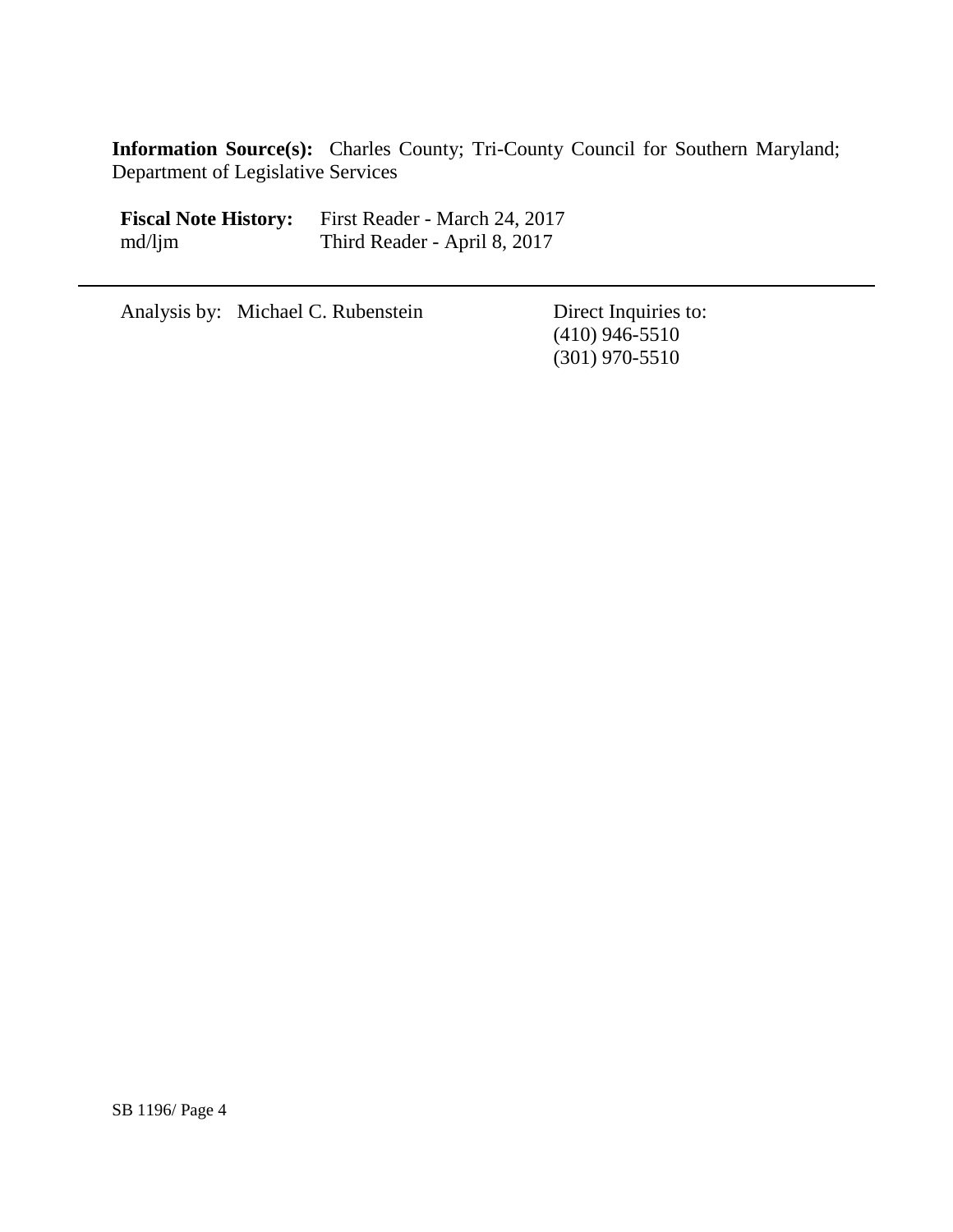**Information Source(s):** Charles County; Tri-County Council for Southern Maryland; Department of Legislative Services

| | |
|---|---|
| **Fiscal Note History:** | First Reader - March 24, 2017 |
| md/ljm | Third Reader - April 8, 2017 |

---

Analysis by: Michael C. Rubenstein

Direct Inquiries to:
(410) 946-5510
(301) 970-5510